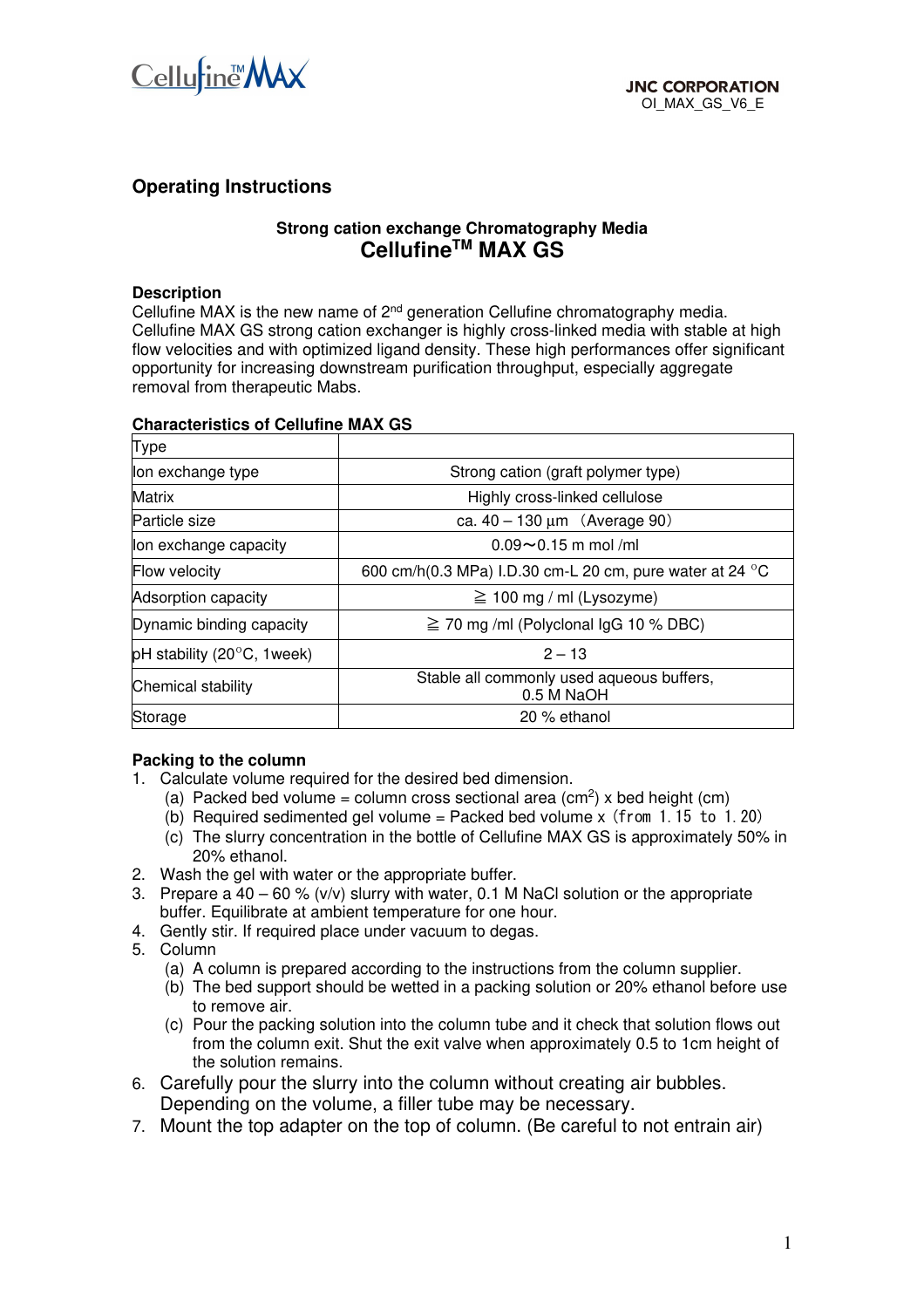CellufineTM MAX

JNC CORPORATION
OI_MAX_GS_V6_E

## Operating Instructions

### Strong cation exchange Chromatography Media
## Cellufine$^{TM}$ MAX GS

### Description

Cellufine MAX is the new name of 2nd generation Cellufine chromatography media. Cellufine MAX GS strong cation exchanger is highly cross-linked media with stable at high flow velocities and with optimized ligand density. These high performances offer significant opportunity for increasing downstream purification throughput, especially aggregate removal from therapeutic Mabs.

### Characteristics of Cellufine MAX GS

| Type | |
|---|---|
| Ion exchange type | Strong cation (graft polymer type) |
| Matrix | Highly cross-linked cellulose |
| Particle size | ca. 40 – 130 µm （Average 90） |
| Ion exchange capacity | 0.09～0.15 m mol /ml |
| Flow velocity | 600 cm/h(0.3 MPa) I.D.30 cm-L 20 cm, pure water at 24 °C |
| Adsorption capacity | ≧ 100 mg / ml (Lysozyme) |
| Dynamic binding capacity | ≧ 70 mg /ml (Polyclonal IgG 10 % DBC) |
| pH stability (20°C, 1week) | 2 – 13 |
| Chemical stability | Stable all commonly used aqueous buffers, 0.5 M NaOH |
| Storage | 20 % ethanol |

### Packing to the column

1. Calculate volume required for the desired bed dimension.
   (a) Packed bed volume = column cross sectional area ($cm^2$) x bed height (cm)
   (b) Required sedimented gel volume = Packed bed volume x（from 1.15 to 1.20）
   (c) The slurry concentration in the bottle of Cellufine MAX GS is approximately 50% in 20% ethanol.
2. Wash the gel with water or the appropriate buffer.
3. Prepare a 40 – 60 % (v/v) slurry with water, 0.1 M NaCl solution or the appropriate buffer. Equilibrate at ambient temperature for one hour.
4. Gently stir. If required place under vacuum to degas.
5. Column
   (a) A column is prepared according to the instructions from the column supplier.
   (b) The bed support should be wetted in a packing solution or 20% ethanol before use to remove air.
   (c) Pour the packing solution into the column tube and it check that solution flows out from the column exit. Shut the exit valve when approximately 0.5 to 1cm height of the solution remains.
6. Carefully pour the slurry into the column without creating air bubbles. Depending on the volume, a filler tube may be necessary.
7. Mount the top adapter on the top of column. (Be careful to not entrain air)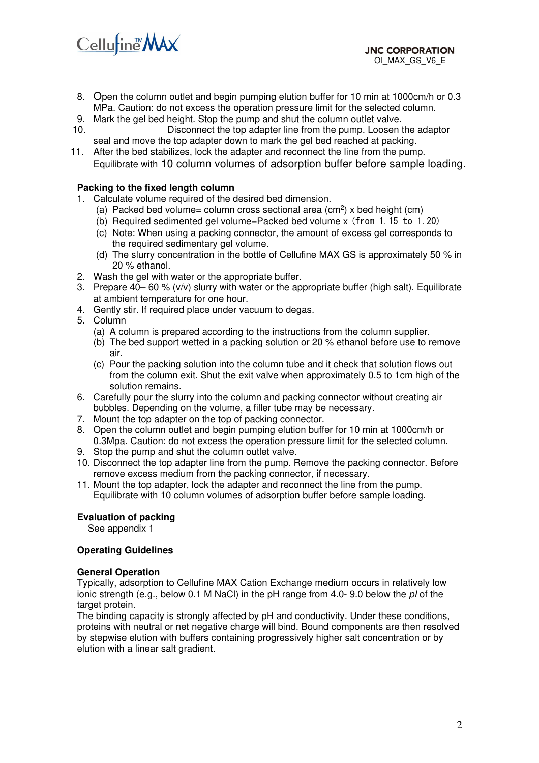8. Open the column outlet and begin pumping elution buffer for 10 min at 1000cm/h or 0.3 MPa. Caution: do not excess the operation pressure limit for the selected column.
9. Mark the gel bed height. Stop the pump and shut the column outlet valve.
10. Disconnect the top adapter line from the pump. Loosen the adaptor seal and move the top adapter down to mark the gel bed reached at packing.
11. After the bed stabilizes, lock the adapter and reconnect the line from the pump. Equilibrate with 10 column volumes of adsorption buffer before sample loading.

**Packing to the fixed length column**

1. Calculate volume required of the desired bed dimension.
   (a) Packed bed volume= column cross sectional area ($cm^2$) x bed height (cm)
   (b) Required sedimented gel volume=Packed bed volume x (from 1.15 to 1.20)
   (c) Note: When using a packing connector, the amount of excess gel corresponds to the required sedimentary gel volume.
   (d) The slurry concentration in the bottle of Cellufine MAX GS is approximately 50 % in 20 % ethanol.
2. Wash the gel with water or the appropriate buffer.
3. Prepare 40– 60 % (v/v) slurry with water or the appropriate buffer (high salt). Equilibrate at ambient temperature for one hour.
4. Gently stir. If required place under vacuum to degas.
5. Column
   (a) A column is prepared according to the instructions from the column supplier.
   (b) The bed support wetted in a packing solution or 20 % ethanol before use to remove air.
   (c) Pour the packing solution into the column tube and it check that solution flows out from the column exit. Shut the exit valve when approximately 0.5 to 1cm high of the solution remains.
6. Carefully pour the slurry into the column and packing connector without creating air bubbles. Depending on the volume, a filler tube may be necessary.
7. Mount the top adapter on the top of packing connector.
8. Open the column outlet and begin pumping elution buffer for 10 min at 1000cm/h or 0.3Mpa. Caution: do not excess the operation pressure limit for the selected column.
9. Stop the pump and shut the column outlet valve.
10. Disconnect the top adapter line from the pump. Remove the packing connector. Before remove excess medium from the packing connector, if necessary.
11. Mount the top adapter, lock the adapter and reconnect the line from the pump. Equilibrate with 10 column volumes of adsorption buffer before sample loading.

**Evaluation of packing**

See appendix 1

**Operating Guidelines**

**General Operation**

Typically, adsorption to Cellufine MAX Cation Exchange medium occurs in relatively low ionic strength (e.g., below 0.1 M NaCl) in the pH range from 4.0- 9.0 below the *pI* of the target protein.
The binding capacity is strongly affected by pH and conductivity. Under these conditions, proteins with neutral or net negative charge will bind. Bound components are then resolved by stepwise elution with buffers containing progressively higher salt concentration or by elution with a linear salt gradient.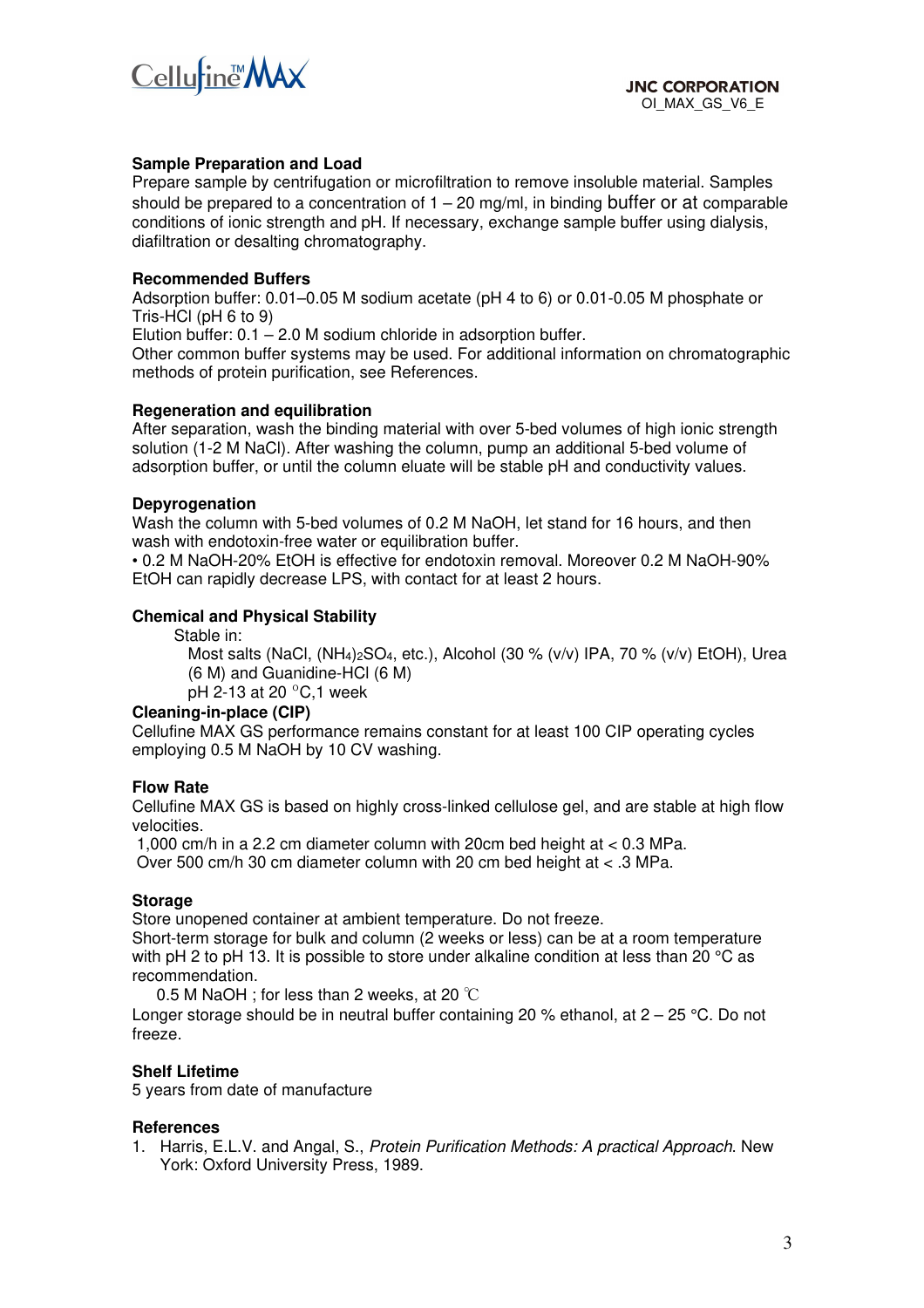## Sample Preparation and Load

Prepare sample by centrifugation or microfiltration to remove insoluble material. Samples should be prepared to a concentration of 1 – 20 mg/ml, in binding buffer or at comparable conditions of ionic strength and pH. If necessary, exchange sample buffer using dialysis, diafiltration or desalting chromatography.

## Recommended Buffers

Adsorption buffer: 0.01–0.05 M sodium acetate (pH 4 to 6) or 0.01-0.05 M phosphate or Tris-HCl (pH 6 to 9)

Elution buffer: 0.1 – 2.0 M sodium chloride in adsorption buffer.

Other common buffer systems may be used. For additional information on chromatographic methods of protein purification, see References.

## Regeneration and equilibration

After separation, wash the binding material with over 5-bed volumes of high ionic strength solution (1-2 M NaCl). After washing the column, pump an additional 5-bed volume of adsorption buffer, or until the column eluate will be stable pH and conductivity values.

## Depyrogenation

Wash the column with 5-bed volumes of 0.2 M NaOH, let stand for 16 hours, and then wash with endotoxin-free water or equilibration buffer.

• 0.2 M NaOH-20% EtOH is effective for endotoxin removal. Moreover 0.2 M NaOH-90% EtOH can rapidly decrease LPS, with contact for at least 2 hours.

## Chemical and Physical Stability

Stable in:

Most salts (NaCl, $(NH_4)_2SO_4$, etc.), Alcohol (30 % (v/v) IPA, 70 % (v/v) EtOH), Urea (6 M) and Guanidine-HCl (6 M)

pH 2-13 at 20 °C,1 week

## Cleaning-in-place (CIP)

Cellufine MAX GS performance remains constant for at least 100 CIP operating cycles employing 0.5 M NaOH by 10 CV washing.

## Flow Rate

Cellufine MAX GS is based on highly cross-linked cellulose gel, and are stable at high flow velocities.

1,000 cm/h in a 2.2 cm diameter column with 20cm bed height at < 0.3 MPa.

Over 500 cm/h 30 cm diameter column with 20 cm bed height at < .3 MPa.

## Storage

Store unopened container at ambient temperature. Do not freeze.

Short-term storage for bulk and column (2 weeks or less) can be at a room temperature with pH 2 to pH 13. It is possible to store under alkaline condition at less than 20 °C as recommendation.

0.5 M NaOH ; for less than 2 weeks, at 20 ℃

Longer storage should be in neutral buffer containing 20 % ethanol, at 2 – 25 °C. Do not freeze.

## Shelf Lifetime

5 years from date of manufacture

## References

1. Harris, E.L.V. and Angal, S., *Protein Purification Methods: A practical Approach*. New York: Oxford University Press, 1989.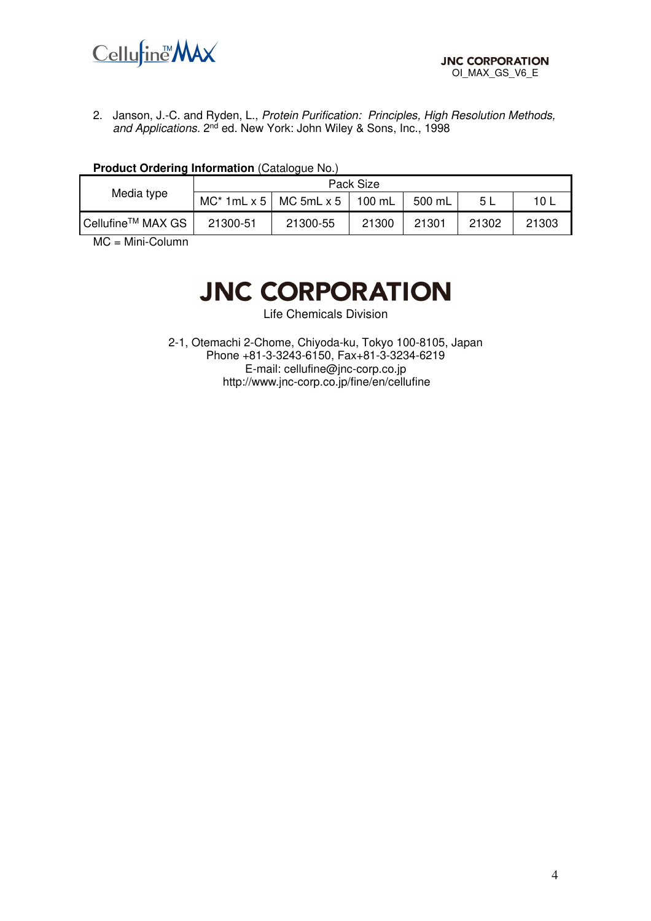2. Janson, J.-C. and Ryden, L., *Protein Purification: Principles, High Resolution Methods, and Applications*. 2nd ed. New York: John Wiley & Sons, Inc., 1998

**Product Ordering Information** (Catalogue No.)

| Media type | Pack Size | | | | | |
|---|---|---|---|---|---|---|
| | MC* 1mL x 5 | MC 5mL x 5 | 100 mL | 500 mL | 5 L | 10 L |
| Cellufine™ MAX GS | 21300-51 | 21300-55 | 21300 | 21301 | 21302 | 21303 |

MC = Mini-Column

# JNC CORPORATION

Life Chemicals Division

2-1, Otemachi 2-Chome, Chiyoda-ku, Tokyo 100-8105, Japan
Phone +81-3-3243-6150, Fax+81-3-3234-6219
E-mail: cellufine@jnc-corp.co.jp
http://www.jnc-corp.co.jp/fine/en/cellufine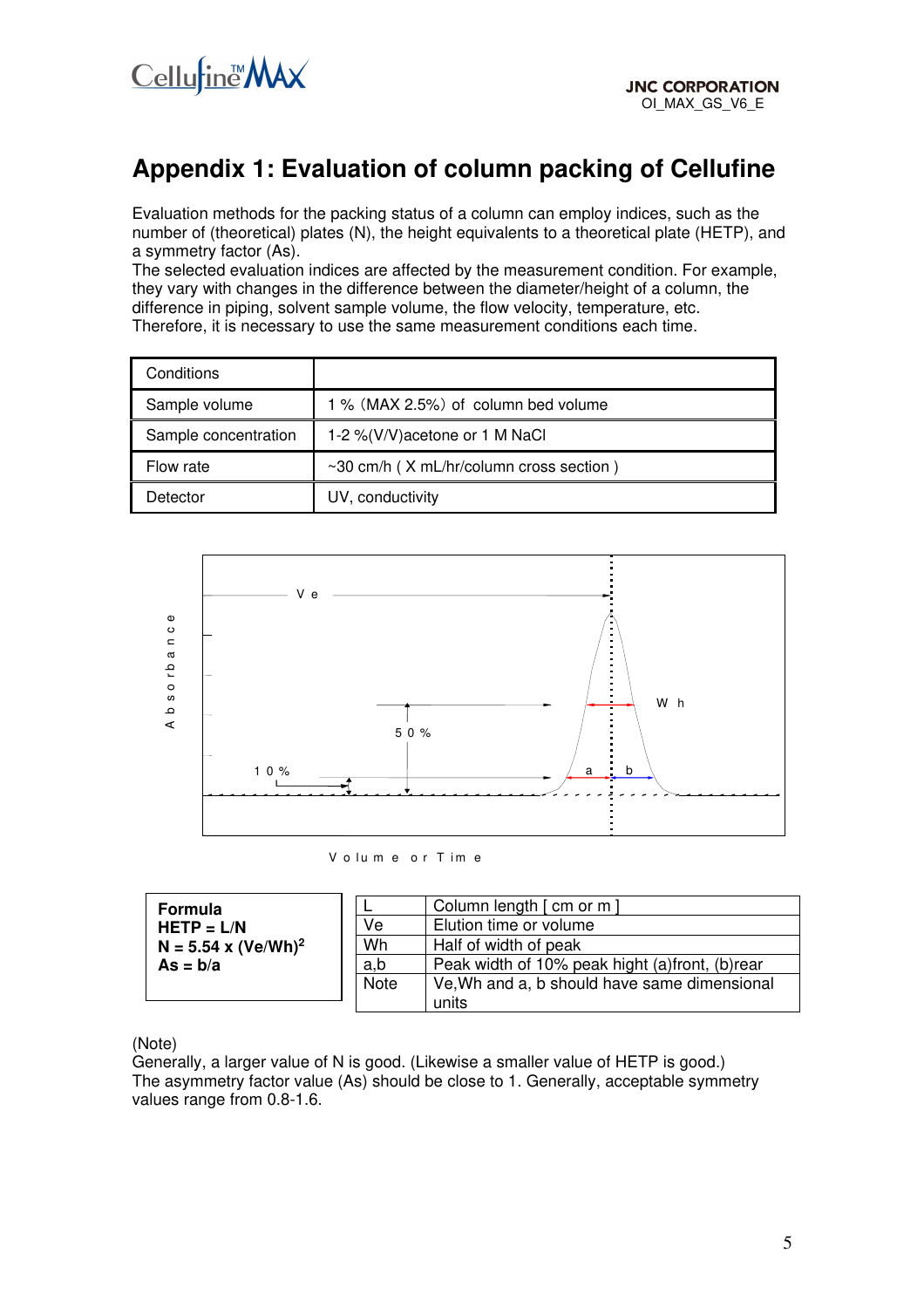# Appendix 1: Evaluation of column packing of Cellufine

Evaluation methods for the packing status of a column can employ indices, such as the number of (theoretical) plates (N), the height equivalents to a theoretical plate (HETP), and a symmetry factor (As).
The selected evaluation indices are affected by the measurement condition. For example, they vary with changes in the difference between the diameter/height of a column, the difference in piping, solvent sample volume, the flow velocity, temperature, etc.
Therefore, it is necessary to use the same measurement conditions each time.

| Conditions | |
|---|---|
| Sample volume | 1 % (MAX 2.5%) of column bed volume |
| Sample concentration | 1-2 %(V/V)acetone or 1 M NaCl |
| Flow rate | ~30 cm/h ( X mL/hr/column cross section ) |
| Detector | UV, conductivity |

Ve

Wh

50 %

10 %

a b

Absorbance

Volume or Time

**Formula**
**HETP = L/N**
**N = 5.54 x (Ve/Wh)$^2$**
**As = b/a**

| | |
|---|---|
| L | Column length [ cm or m ] |
| Ve | Elution time or volume |
| Wh | Half of width of peak |
| a,b | Peak width of 10% peak hight (a)front, (b)rear |
| Note | Ve,Wh and a, b should have same dimensional units |

(Note)
Generally, a larger value of N is good. (Likewise a smaller value of HETP is good.)
The asymmetry factor value (As) should be close to 1. Generally, acceptable symmetry values range from 0.8-1.6.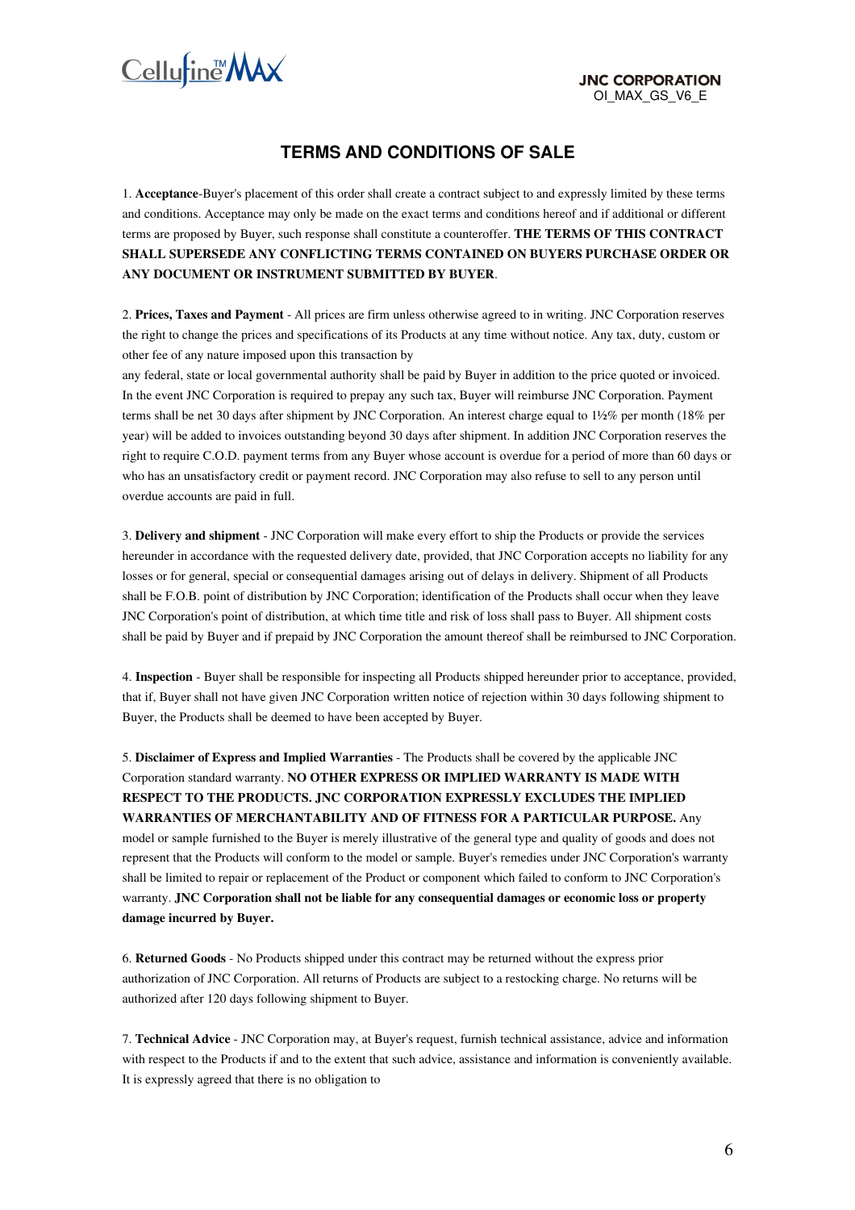# TERMS AND CONDITIONS OF SALE

1. **Acceptance**-Buyer's placement of this order shall create a contract subject to and expressly limited by these terms and conditions. Acceptance may only be made on the exact terms and conditions hereof and if additional or different terms are proposed by Buyer, such response shall constitute a counteroffer. **THE TERMS OF THIS CONTRACT SHALL SUPERSEDE ANY CONFLICTING TERMS CONTAINED ON BUYERS PURCHASE ORDER OR ANY DOCUMENT OR INSTRUMENT SUBMITTED BY BUYER**.

2. **Prices, Taxes and Payment** - All prices are firm unless otherwise agreed to in writing. JNC Corporation reserves the right to change the prices and specifications of its Products at any time without notice. Any tax, duty, custom or other fee of any nature imposed upon this transaction by any federal, state or local governmental authority shall be paid by Buyer in addition to the price quoted or invoiced. In the event JNC Corporation is required to prepay any such tax, Buyer will reimburse JNC Corporation. Payment terms shall be net 30 days after shipment by JNC Corporation. An interest charge equal to 1½% per month (18% per year) will be added to invoices outstanding beyond 30 days after shipment. In addition JNC Corporation reserves the right to require C.O.D. payment terms from any Buyer whose account is overdue for a period of more than 60 days or who has an unsatisfactory credit or payment record. JNC Corporation may also refuse to sell to any person until overdue accounts are paid in full.

3. **Delivery and shipment** - JNC Corporation will make every effort to ship the Products or provide the services hereunder in accordance with the requested delivery date, provided, that JNC Corporation accepts no liability for any losses or for general, special or consequential damages arising out of delays in delivery. Shipment of all Products shall be F.O.B. point of distribution by JNC Corporation; identification of the Products shall occur when they leave JNC Corporation's point of distribution, at which time title and risk of loss shall pass to Buyer. All shipment costs shall be paid by Buyer and if prepaid by JNC Corporation the amount thereof shall be reimbursed to JNC Corporation.

4. **Inspection** - Buyer shall be responsible for inspecting all Products shipped hereunder prior to acceptance, provided, that if, Buyer shall not have given JNC Corporation written notice of rejection within 30 days following shipment to Buyer, the Products shall be deemed to have been accepted by Buyer.

5. **Disclaimer of Express and Implied Warranties** - The Products shall be covered by the applicable JNC Corporation standard warranty. **NO OTHER EXPRESS OR IMPLIED WARRANTY IS MADE WITH RESPECT TO THE PRODUCTS. JNC CORPORATION EXPRESSLY EXCLUDES THE IMPLIED WARRANTIES OF MERCHANTABILITY AND OF FITNESS FOR A PARTICULAR PURPOSE.** Any model or sample furnished to the Buyer is merely illustrative of the general type and quality of goods and does not represent that the Products will conform to the model or sample. Buyer's remedies under JNC Corporation's warranty shall be limited to repair or replacement of the Product or component which failed to conform to JNC Corporation's warranty. **JNC Corporation shall not be liable for any consequential damages or economic loss or property damage incurred by Buyer.**

6. **Returned Goods** - No Products shipped under this contract may be returned without the express prior authorization of JNC Corporation. All returns of Products are subject to a restocking charge. No returns will be authorized after 120 days following shipment to Buyer.

7. **Technical Advice** - JNC Corporation may, at Buyer's request, furnish technical assistance, advice and information with respect to the Products if and to the extent that such advice, assistance and information is conveniently available. It is expressly agreed that there is no obligation to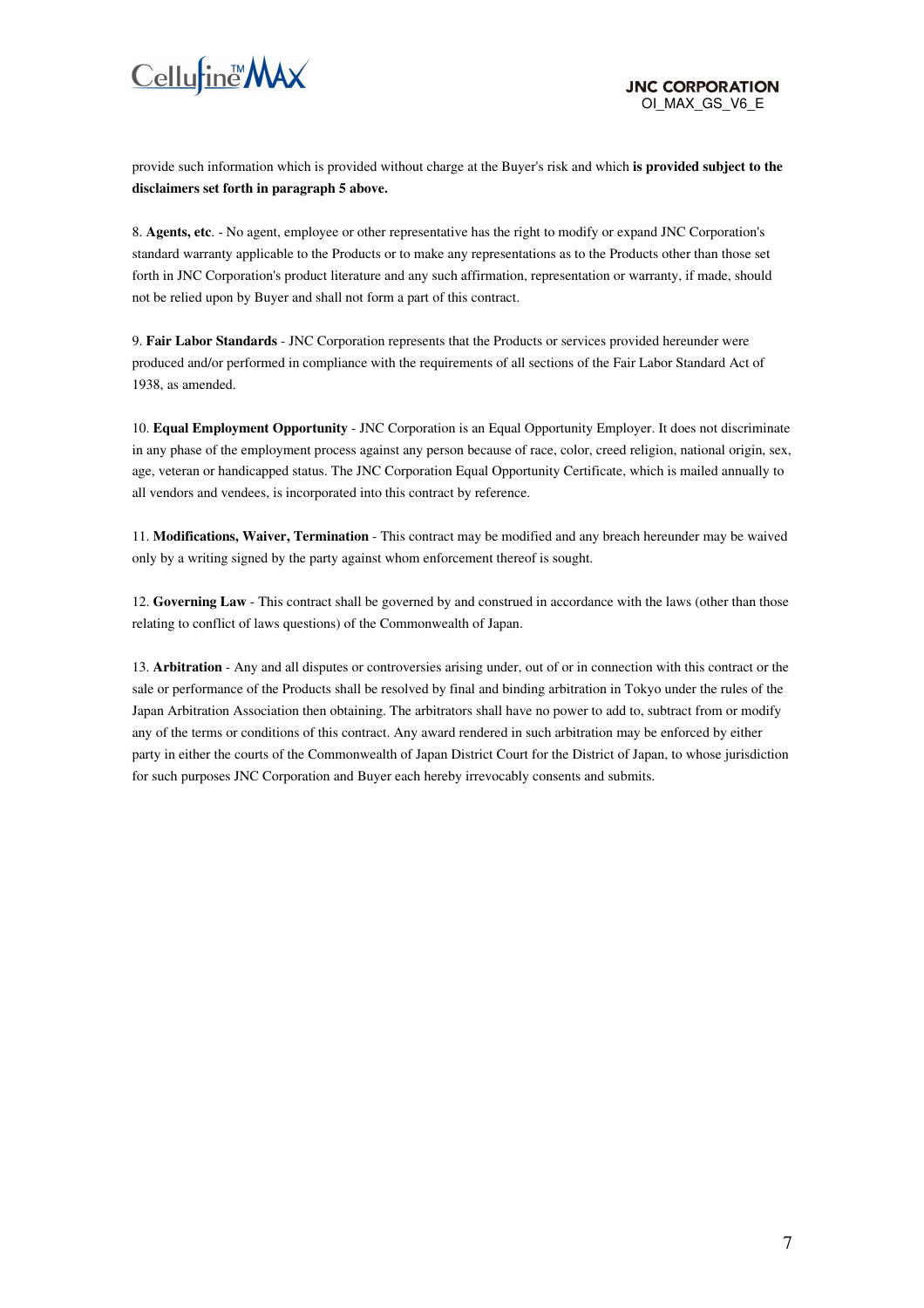provide such information which is provided without charge at the Buyer's risk and which **is provided subject to the disclaimers set forth in paragraph 5 above.**

8. **Agents, etc**. - No agent, employee or other representative has the right to modify or expand JNC Corporation's standard warranty applicable to the Products or to make any representations as to the Products other than those set forth in JNC Corporation's product literature and any such affirmation, representation or warranty, if made, should not be relied upon by Buyer and shall not form a part of this contract.

9. **Fair Labor Standards** - JNC Corporation represents that the Products or services provided hereunder were produced and/or performed in compliance with the requirements of all sections of the Fair Labor Standard Act of 1938, as amended.

10. **Equal Employment Opportunity** - JNC Corporation is an Equal Opportunity Employer. It does not discriminate in any phase of the employment process against any person because of race, color, creed religion, national origin, sex, age, veteran or handicapped status. The JNC Corporation Equal Opportunity Certificate, which is mailed annually to all vendors and vendees, is incorporated into this contract by reference.

11. **Modifications, Waiver, Termination** - This contract may be modified and any breach hereunder may be waived only by a writing signed by the party against whom enforcement thereof is sought.

12. **Governing Law** - This contract shall be governed by and construed in accordance with the laws (other than those relating to conflict of laws questions) of the Commonwealth of Japan.

13. **Arbitration** - Any and all disputes or controversies arising under, out of or in connection with this contract or the sale or performance of the Products shall be resolved by final and binding arbitration in Tokyo under the rules of the Japan Arbitration Association then obtaining. The arbitrators shall have no power to add to, subtract from or modify any of the terms or conditions of this contract. Any award rendered in such arbitration may be enforced by either party in either the courts of the Commonwealth of Japan District Court for the District of Japan, to whose jurisdiction for such purposes JNC Corporation and Buyer each hereby irrevocably consents and submits.